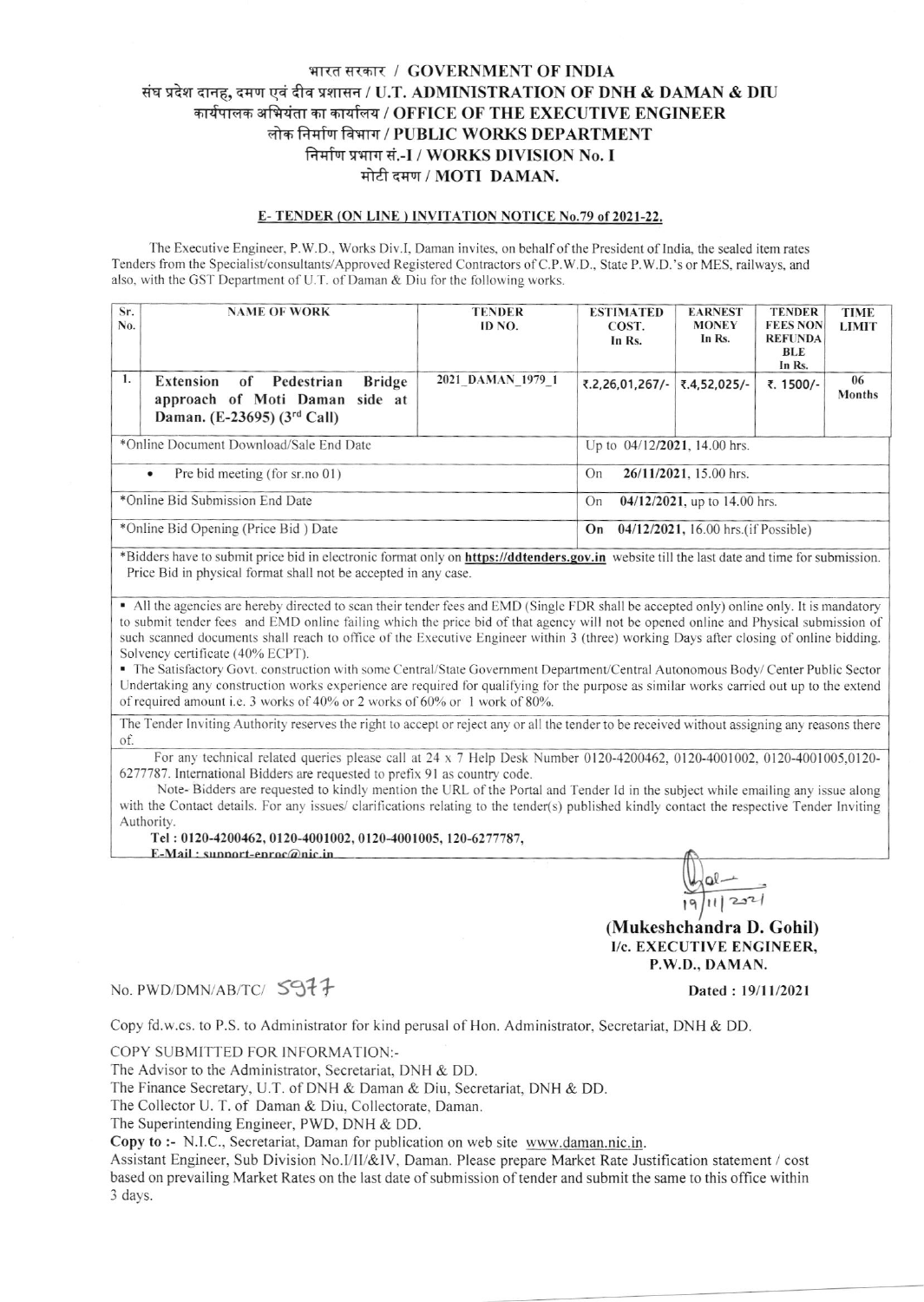# भारत सरकार / GOVERNMENT OF INDIA
## संघ प्रदेश दानह, दमण एवं दीव प्रशासन / U.T. ADMINISTRATION OF DNH & DAMAN & DIU
## कार्यपालक अभियंता का कार्यालय / OFFICE OF THE EXECUTIVE ENGINEER
## लोक निर्माण विभाग / PUBLIC WORKS DEPARTMENT
## निर्माण प्रभाग सं.-I / WORKS DIVISION No. I
## मोटी दमण / MOTI DAMAN.

### E- TENDER (ON LINE ) INVITATION NOTICE No.79 of 2021-22.

The Executive Engineer, P.W.D., Works Div.I, Daman invites, on behalf of the President of India, the sealed item rates Tenders from the Specialist/consultants/Approved Registered Contractors of C.P.W.D., State P.W.D.'s or MES, railways, and also, with the GST Department of U.T. of Daman & Diu for the following works.

| Sr. No. | NAME OF WORK | TENDER ID NO. | ESTIMATED COST. In Rs. | EARNEST MONEY In Rs. | TENDER FEES NON REFUNDABLE In Rs. | TIME LIMIT |
|---|---|---|---|---|---|---|
| 1. | **Extension of Pedestrian Bridge approach of Moti Daman side at Daman. (E-23695) (3rd Call)** | 2021_DAMAN_1979_1 | ₹.2,26,01,267/- | ₹.4,52,025/- | ₹. 1500/- | 06 Months |
| *Online Document Download/Sale End Date | | | Up to 04/12/**2021**, 14.00 hrs. | | | |
| • Pre bid meeting (for sr.no 01) | | | On **26/11/2021**, 15.00 hrs. | | | |
| *Online Bid Submission End Date | | | On **04/12/2021**, up to 14.00 hrs. | | | |
| *Online Bid Opening (Price Bid ) Date | | | **On 04/12/2021**, 16.00 hrs.(if Possible) | | | |

*Bidders have to submit price bid in electronic format only on **https://ddtenders.gov.in** website till the last date and time for submission. Price Bid in physical format shall not be accepted in any case.

- All the agencies are hereby directed to scan their tender fees and EMD (Single FDR shall be accepted only) online only. It is mandatory to submit tender fees and EMD online failing which the price bid of that agency will not be opened online and Physical submission of such scanned documents shall reach to office of the Executive Engineer within 3 (three) working Days after closing of online bidding. Solvency certificate (40% ECPT).
- The Satisfactory Govt. construction with some Central/State Government Department/Central Autonomous Body/ Center Public Sector Undertaking any construction works experience are required for qualifying for the purpose as similar works carried out up to the extend of required amount i.e. 3 works of 40% or 2 works of 60% or 1 work of 80%.

The Tender Inviting Authority reserves the right to accept or reject any or all the tender to be received without assigning any reasons there of.

For any technical related queries please call at 24 x 7 Help Desk Number 0120-4200462, 0120-4001002, 0120-4001005,0120-6277787. International Bidders are requested to prefix 91 as country code.

Note- Bidders are requested to kindly mention the URL of the Portal and Tender Id in the subject while emailing any issue along with the Contact details. For any issues/ clarifications relating to the tender(s) published kindly contact the respective Tender Inviting Authority.

**Tel : 0120-4200462, 0120-4001002, 0120-4001005, 120-6277787,**
**E-Mail : support-eproc@nic.in**

19/11/2021

**(Mukeshchandra D. Gohil)**
**I/c. EXECUTIVE ENGINEER,**
**P.W.D., DAMAN.**

No. PWD/DMN/AB/TC/ 5977

**Dated : 19/11/2021**

Copy fd.w.cs. to P.S. to Administrator for kind perusal of Hon. Administrator, Secretariat, DNH & DD.

COPY SUBMITTED FOR INFORMATION:-

The Advisor to the Administrator, Secretariat, DNH & DD.
The Finance Secretary, U.T. of DNH & Daman & Diu, Secretariat, DNH & DD.
The Collector U. T. of Daman & Diu, Collectorate, Daman.
The Superintending Engineer, PWD, DNH & DD.

**Copy to :-** N.I.C., Secretariat, Daman for publication on web site www.daman.nic.in.
Assistant Engineer, Sub Division No.I/II/&IV, Daman. Please prepare Market Rate Justification statement / cost based on prevailing Market Rates on the last date of submission of tender and submit the same to this office within 3 days.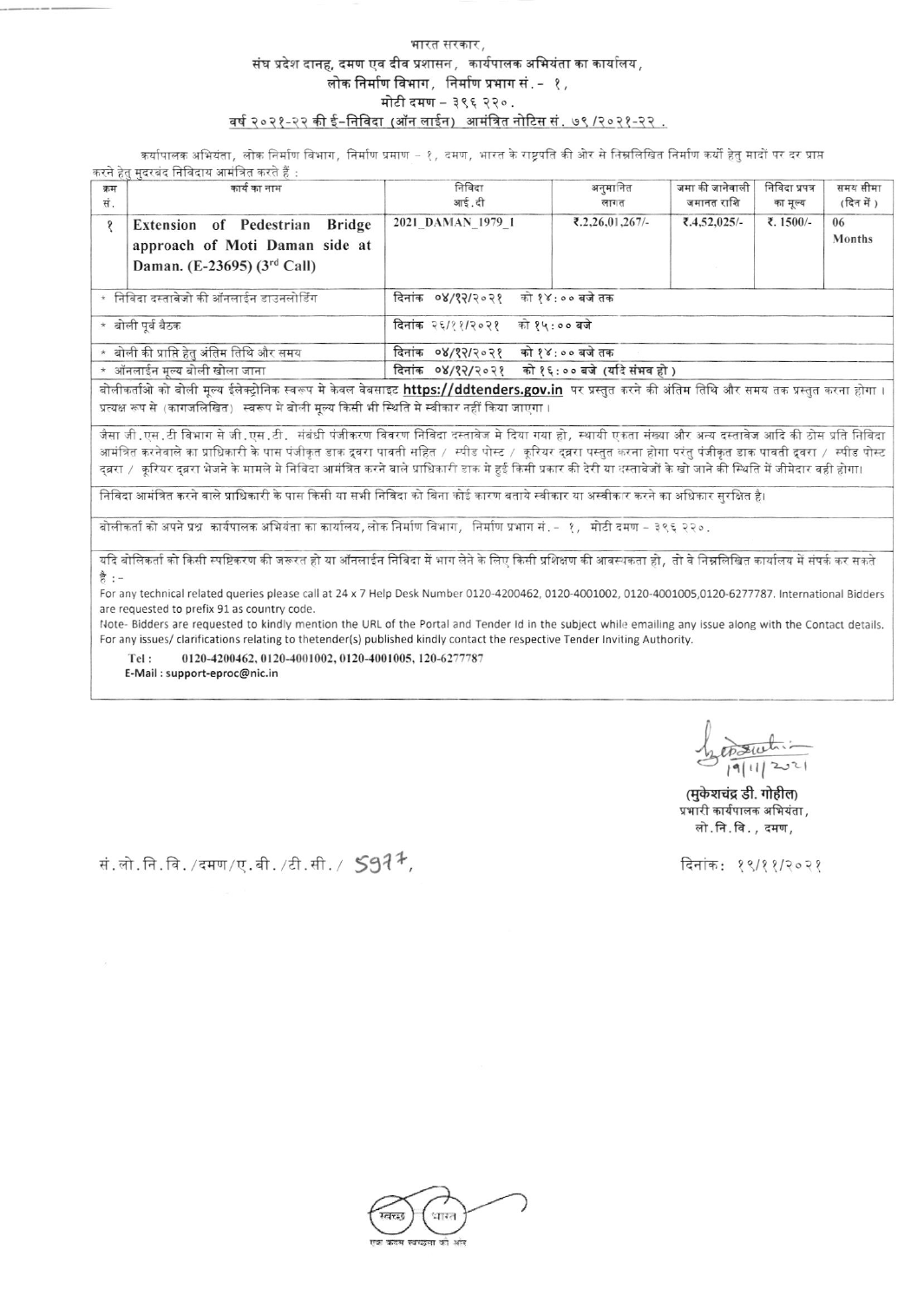भारत सरकार,

संघ प्रदेश दानह, दमण एव दीव प्रशासन, कार्यपालक अभियंता का कार्यालय,

लोक निर्माण विभाग, निर्माण प्रभाग सं. - १,

मोटी दमण – ३९६ २२०.

**वर्ष २०२१-२२ की ई-निविदा (ऑन लाईन) आमंत्रित नोटिस सं. ७९/२०२१-२२ .**

कार्यपालक अभियंता, लोक निर्माण विभाग, निर्माण प्रमाण – १, दमण, भारत के राष्ट्रपति की ओर से निम्नलिखित निर्माण कार्यो हेतु मादों पर दर प्राप्त करने हेतु मुदरबंद निविदाय आमंत्रित करते हैं :

| क्रम सं. | कार्य का नाम | निविदा आई.डी | अनुमानित लागत | जमा की जानेवाली जमानत राशि | निविदा प्रपत्र का मूल्य | समय सीमा (दिन में) |
|---|---|---|---|---|---|---|
| १ | **Extension of Pedestrian Bridge approach of Moti Daman side at Daman. (E-23695) (3rd Call)** | 2021_DAMAN_1979_1 | ₹.2,26,01,267/- | ₹.4,52,025/- | ₹. 1500/- | 06 Months |

| | |
|---|---|
| * निविदा दस्तावेजो की ऑनलाईन डाउनलोडिंग | दिनांक ०४/१२/२०२१ को १४:०० बजे तक |
| * बोली पूर्व बैठक | दिनांक २६/११/२०२१ को १५:०० बजे |
| * बोली की प्राप्ति हेतु अंतिम तिथि और समय | दिनांक ०४/१२/२०२१ को १४:०० बजे तक |
| * ऑनलाईन मूल्य बोली खोला जाना | दिनांक ०४/१२/२०२१ को १६:०० बजे (यदि संभव हो) |

बोलीकर्ताओ को बोली मूल्य ईलेक्ट्रोनिक स्वरूप मे केवल वेबसाइट **https://ddtenders.gov.in** पर प्रस्तुत करने की अंतिम तिथि और समय तक प्रस्तुत करना होगा। प्रत्यक्ष रूप से (कागजलिखित) स्वरूप मे बोली मूल्य किसी भी स्थिति मे स्वीकार नहीं किया जाएगा।

जैसा जी.एस.टी विभाग से जी.एस.टी. संबंधी पंजीकरण विवरण निविदा दस्तावेज मे दिया गया हो, स्थायी एकता संख्या और अन्य दस्तावेज आदि की ठोस प्रति निविदा आमंत्रित करनेवाले का प्राधिकारी के पास पंजीकृत डाक द्वारा पावती सहित / स्पीड पोस्ट / कूरियर द्वारा पस्तुत करना होगा परंतु पंजीकृत डाक पावती द्वारा / स्पीड पोस्ट द्वारा / कूरियर द्वारा भेजने के मामले मे निविदा आमंत्रित करने वाले प्राधिकारी डाक मे हुई किसी प्रकार की देरी या दस्तावेजों के खो जाने की स्थिति में जीमेदार वही होगा।

निविदा आमंत्रित करने वाले प्राधिकारी के पास किसी या सभी निविदा को बिना कोई कारण बताये स्वीकार या अस्वीकार करने का अधिकार सुरक्षित है।

बोलीकर्ता को अपने प्रश्न कार्यपालक अभियंता का कार्यालय, लोक निर्माण विभाग, निर्माण प्रभाग सं. - १, मोटी दमण – ३९६ २२०.

यदि बोलिकर्ता को किसी स्पष्टिकरण की जरूरत हो या ऑनलाईन निविदा में भाग लेने के लिए किसी प्रशिक्षण की आवश्यकता हो, तो वे निम्नलिखित कार्यालय में संपर्क कर सकते है :-

For any technical related queries please call at 24 x 7 Help Desk Number 0120-4200462, 0120-4001002, 0120-4001005,0120-6277787. International Bidders are requested to prefix 91 as country code.

Note- Bidders are requested to kindly mention the URL of the Portal and Tender Id in the subject while emailing any issue along with the Contact details. For any issues/ clarifications relating to thetender(s) published kindly contact the respective Tender Inviting Authority.

Tel : 0120-4200462, 0120-4001002, 0120-4001005, 120-6277787

E-Mail : support-eproc@nic.in

19/11/2021

(मुकेशचंद्र डी. गोहील)

प्रभारी कार्यपालक अभियंता,

लो.नि.वि., दमण,

सं.लो.नि.वि./दमण/ए.बी./टी.सी./ 5977,

दिनांक: १९/११/२०२१